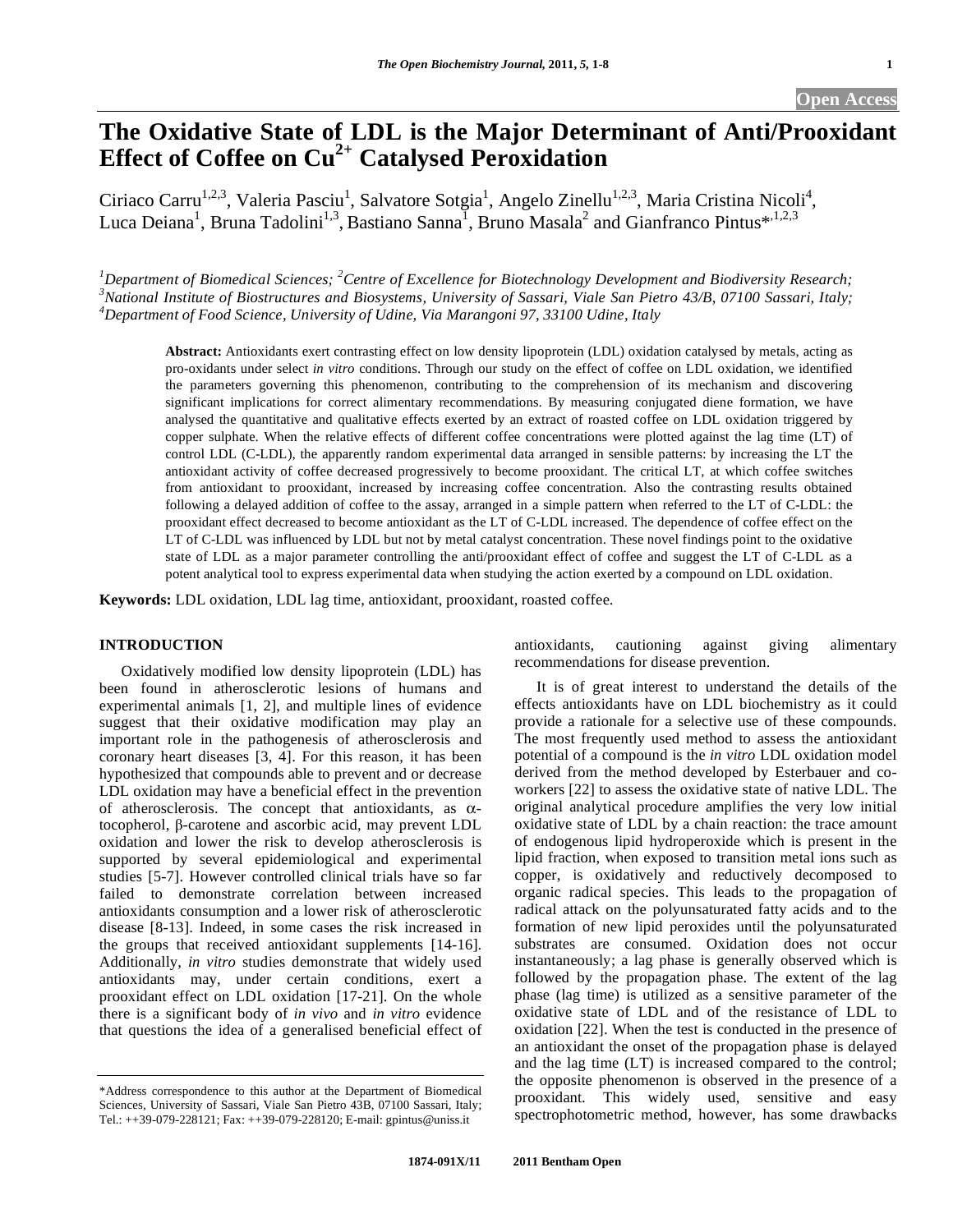# The Oxidative State of LDL is the Major Determinant of Anti/Prooxidant Effect of Coffee on $Cu^{2+}$ Catalysed Peroxidation

Ciriaco Carru[1,2,3], Valeria Pasciu[1], Salvatore Sotgia[1], Angelo Zinellu[1,2,3], Maria Cristina Nicoli[4], Luca Deiana[1], Bruna Tadolini[1,3], Bastiano Sanna[1], Bruno Masala[2] and Gianfranco Pintus*[,1,2,3]

[1]*Department of Biomedical Sciences;* [2]*Centre of Excellence for Biotechnology Development and Biodiversity Research;* [3]*National Institute of Biostructures and Biosystems, University of Sassari, Viale San Pietro 43/B, 07100 Sassari, Italy;* [4]*Department of Food Science, University of Udine, Via Marangoni 97, 33100 Udine, Italy*

**Abstract:** Antioxidants exert contrasting effect on low density lipoprotein (LDL) oxidation catalysed by metals, acting as pro-oxidants under select *in vitro* conditions. Through our study on the effect of coffee on LDL oxidation, we identified the parameters governing this phenomenon, contributing to the comprehension of its mechanism and discovering significant implications for correct alimentary recommendations. By measuring conjugated diene formation, we have analysed the quantitative and qualitative effects exerted by an extract of roasted coffee on LDL oxidation triggered by copper sulphate. When the relative effects of different coffee concentrations were plotted against the lag time (LT) of control LDL (C-LDL), the apparently random experimental data arranged in sensible patterns: by increasing the LT the antioxidant activity of coffee decreased progressively to become prooxidant. The critical LT, at which coffee switches from antioxidant to prooxidant, increased by increasing coffee concentration. Also the contrasting results obtained following a delayed addition of coffee to the assay, arranged in a simple pattern when referred to the LT of C-LDL: the prooxidant effect decreased to become antioxidant as the LT of C-LDL increased. The dependence of coffee effect on the LT of C-LDL was influenced by LDL but not by metal catalyst concentration. These novel findings point to the oxidative state of LDL as a major parameter controlling the anti/prooxidant effect of coffee and suggest the LT of C-LDL as a potent analytical tool to express experimental data when studying the action exerted by a compound on LDL oxidation.

**Keywords:** LDL oxidation, LDL lag time, antioxidant, prooxidant, roasted coffee.

## INTRODUCTION

Oxidatively modified low density lipoprotein (LDL) has been found in atherosclerotic lesions of humans and experimental animals [1, 2], and multiple lines of evidence suggest that their oxidative modification may play an important role in the pathogenesis of atherosclerosis and coronary heart diseases [3, 4]. For this reason, it has been hypothesized that compounds able to prevent and or decrease LDL oxidation may have a beneficial effect in the prevention of atherosclerosis. The concept that antioxidants, as $\alpha$-tocopherol, $\beta$-carotene and ascorbic acid, may prevent LDL oxidation and lower the risk to develop atherosclerosis is supported by several epidemiological and experimental studies [5-7]. However controlled clinical trials have so far failed to demonstrate correlation between increased antioxidants consumption and a lower risk of atherosclerotic disease [8-13]. Indeed, in some cases the risk increased in the groups that received antioxidant supplements [14-16]. Additionally, *in vitro* studies demonstrate that widely used antioxidants may, under certain conditions, exert a prooxidant effect on LDL oxidation [17-21]. On the whole there is a significant body of *in vivo* and *in vitro* evidence that questions the idea of a generalised beneficial effect of antioxidants, cautioning against giving alimentary recommendations for disease prevention.

It is of great interest to understand the details of the effects antioxidants have on LDL biochemistry as it could provide a rationale for a selective use of these compounds. The most frequently used method to assess the antioxidant potential of a compound is the *in vitro* LDL oxidation model derived from the method developed by Esterbauer and co-workers [22] to assess the oxidative state of native LDL. The original analytical procedure amplifies the very low initial oxidative state of LDL by a chain reaction: the trace amount of endogenous lipid hydroperoxide which is present in the lipid fraction, when exposed to transition metal ions such as copper, is oxidatively and reductively decomposed to organic radical species. This leads to the propagation of radical attack on the polyunsaturated fatty acids and to the formation of new lipid peroxides until the polyunsaturated substrates are consumed. Oxidation does not occur instantaneously; a lag phase is generally observed which is followed by the propagation phase. The extent of the lag phase (lag time) is utilized as a sensitive parameter of the oxidative state of LDL and of the resistance of LDL to oxidation [22]. When the test is conducted in the presence of an antioxidant the onset of the propagation phase is delayed and the lag time (LT) is increased compared to the control; the opposite phenomenon is observed in the presence of a prooxidant. This widely used, sensitive and easy spectrophotometric method, however, has some drawbacks

*Address correspondence to this author at the Department of Biomedical Sciences, University of Sassari, Viale San Pietro 43B, 07100 Sassari, Italy; Tel.: ++39-079-228121; Fax: ++39-079-228120; E-mail: gpintus@uniss.it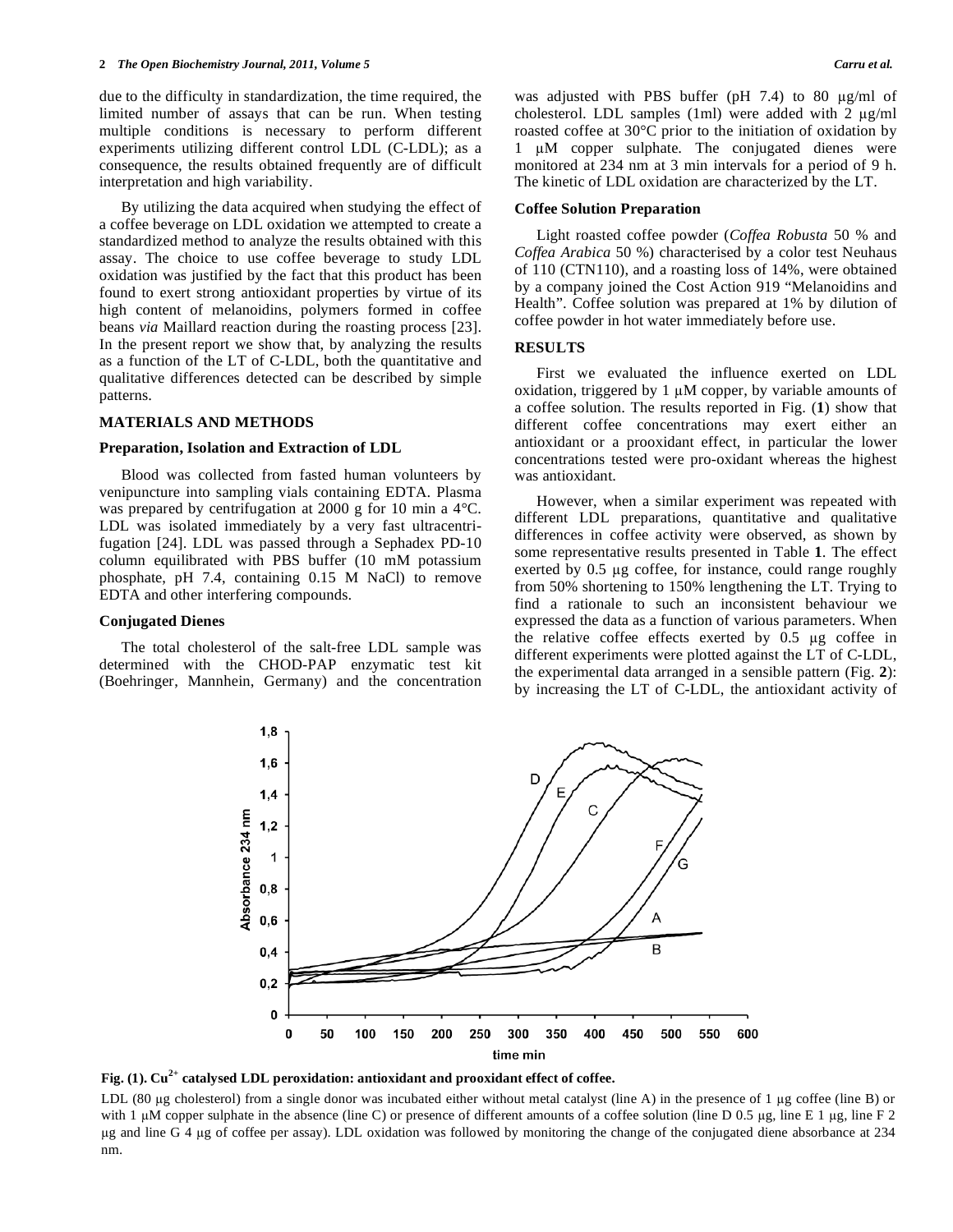due to the difficulty in standardization, the time required, the limited number of assays that can be run. When testing multiple conditions is necessary to perform different experiments utilizing different control LDL (C-LDL); as a consequence, the results obtained frequently are of difficult interpretation and high variability.

By utilizing the data acquired when studying the effect of a coffee beverage on LDL oxidation we attempted to create a standardized method to analyze the results obtained with this assay. The choice to use coffee beverage to study LDL oxidation was justified by the fact that this product has been found to exert strong antioxidant properties by virtue of its high content of melanoidins, polymers formed in coffee beans *via* Maillard reaction during the roasting process [23]. In the present report we show that, by analyzing the results as a function of the LT of C-LDL, both the quantitative and qualitative differences detected can be described by simple patterns.

## MATERIALS AND METHODS

### Preparation, Isolation and Extraction of LDL

Blood was collected from fasted human volunteers by venipuncture into sampling vials containing EDTA. Plasma was prepared by centrifugation at 2000 g for 10 min a 4°C. LDL was isolated immediately by a very fast ultracentrifugation [24]. LDL was passed through a Sephadex PD-10 column equilibrated with PBS buffer (10 mM potassium phosphate, pH 7.4, containing 0.15 M NaCl) to remove EDTA and other interfering compounds.

### Conjugated Dienes

The total cholesterol of the salt-free LDL sample was determined with the CHOD-PAP enzymatic test kit (Boehringer, Mannhein, Germany) and the concentration was adjusted with PBS buffer (pH 7.4) to 80 μg/ml of cholesterol. LDL samples (1ml) were added with 2 μg/ml roasted coffee at 30°C prior to the initiation of oxidation by 1 μM copper sulphate. The conjugated dienes were monitored at 234 nm at 3 min intervals for a period of 9 h. The kinetic of LDL oxidation are characterized by the LT.

### Coffee Solution Preparation

Light roasted coffee powder (*Coffea Robusta* 50 % and *Coffea Arabica* 50 %) characterised by a color test Neuhaus of 110 (CTN110), and a roasting loss of 14%, were obtained by a company joined the Cost Action 919 "Melanoidins and Health". Coffee solution was prepared at 1% by dilution of coffee powder in hot water immediately before use.

## RESULTS

First we evaluated the influence exerted on LDL oxidation, triggered by 1 μM copper, by variable amounts of a coffee solution. The results reported in Fig. (**1**) show that different coffee concentrations may exert either an antioxidant or a prooxidant effect, in particular the lower concentrations tested were pro-oxidant whereas the highest was antioxidant.

However, when a similar experiment was repeated with different LDL preparations, quantitative and qualitative differences in coffee activity were observed, as shown by some representative results presented in Table **1**. The effect exerted by 0.5 μg coffee, for instance, could range roughly from 50% shortening to 150% lengthening the LT. Trying to find a rationale to such an inconsistent behaviour we expressed the data as a function of various parameters. When the relative coffee effects exerted by 0.5 μg coffee in different experiments were plotted against the LT of C-LDL, the experimental data arranged in a sensible pattern (Fig. **2**): by increasing the LT of C-LDL, the antioxidant activity of

**Fig. (1). $Cu^{2+}$ catalysed LDL peroxidation: antioxidant and prooxidant effect of coffee.**

LDL (80 μg cholesterol) from a single donor was incubated either without metal catalyst (line A) in the presence of 1 μg coffee (line B) or with 1 μM copper sulphate in the absence (line C) or presence of different amounts of a coffee solution (line D 0.5 μg, line E 1 μg, line F 2 μg and line G 4 μg of coffee per assay). LDL oxidation was followed by monitoring the change of the conjugated diene absorbance at 234 nm.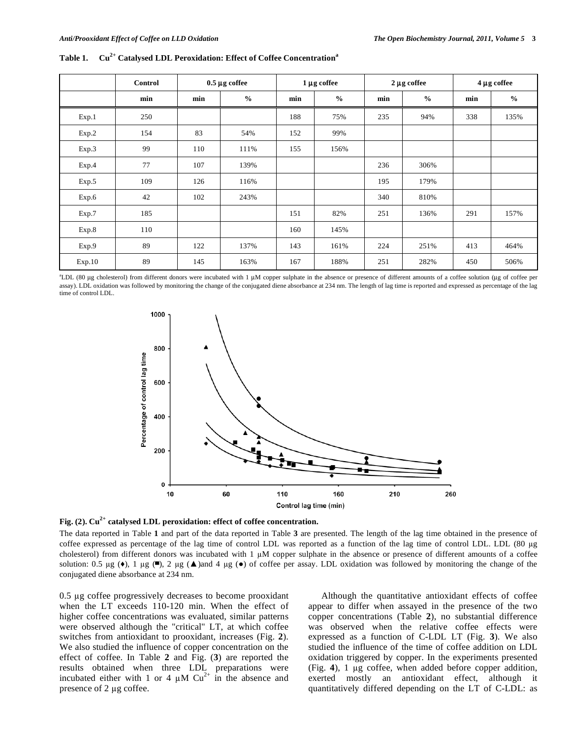**Table 1. $Cu^{2+}$ Catalysed LDL Peroxidation: Effect of Coffee Concentration[a]**

| | Control | 0.5 µg coffee | | 1 µg coffee | | 2 µg coffee | | 4 µg coffee | |
|---|---|---|---|---|---|---|---|---|---|
| | min | min | % | min | % | min | % | min | % |
| Exp.1 | 250 | | | 188 | 75% | 235 | 94% | 338 | 135% |
| Exp.2 | 154 | 83 | 54% | 152 | 99% | | | | |
| Exp.3 | 99 | 110 | 111% | 155 | 156% | | | | |
| Exp.4 | 77 | 107 | 139% | | | 236 | 306% | | |
| Exp.5 | 109 | 126 | 116% | | | 195 | 179% | | |
| Exp.6 | 42 | 102 | 243% | | | 340 | 810% | | |
| Exp.7 | 185 | | | 151 | 82% | 251 | 136% | 291 | 157% |
| Exp.8 | 110 | | | 160 | 145% | | | | |
| Exp.9 | 89 | 122 | 137% | 143 | 161% | 224 | 251% | 413 | 464% |
| Exp.10 | 89 | 145 | 163% | 167 | 188% | 251 | 282% | 450 | 506% |

[a]LDL (80 µg cholesterol) from different donors were incubated with 1 µM copper sulphate in the absence or presence of different amounts of a coffee solution (µg of coffee per assay). LDL oxidation was followed by monitoring the change of the conjugated diene absorbance at 234 nm. The length of lag time is reported and expressed as percentage of the lag time of control LDL.

**Fig. (2). $Cu^{2+}$ catalysed LDL peroxidation: effect of coffee concentration.**

The data reported in Table **1** and part of the data reported in Table **3** are presented. The length of the lag time obtained in the presence of coffee expressed as percentage of the lag time of control LDL was reported as a function of the lag time of control LDL. LDL (80 µg cholesterol) from different donors was incubated with 1 µM copper sulphate in the absence or presence of different amounts of a coffee solution: 0.5 µg (♦), 1 µg (■), 2 µg (▲)and 4 µg (●) of coffee per assay. LDL oxidation was followed by monitoring the change of the conjugated diene absorbance at 234 nm.

0.5 µg coffee progressively decreases to become prooxidant when the LT exceeds 110-120 min. When the effect of higher coffee concentrations was evaluated, similar patterns were observed although the "critical" LT, at which coffee switches from antioxidant to prooxidant, increases (Fig. **2**). We also studied the influence of copper concentration on the effect of coffee. In Table **2** and Fig. (**3**) are reported the results obtained when three LDL preparations were incubated either with 1 or 4 µM $Cu^{2+}$ in the absence and presence of 2 µg coffee.

Although the quantitative antioxidant effects of coffee appear to differ when assayed in the presence of the two copper concentrations (Table **2**), no substantial difference was observed when the relative coffee effects were expressed as a function of C-LDL LT (Fig. **3**). We also studied the influence of the time of coffee addition on LDL oxidation triggered by copper. In the experiments presented (Fig. **4**), 1 µg coffee, when added before copper addition, exerted mostly an antioxidant effect, although it quantitatively differed depending on the LT of C-LDL: as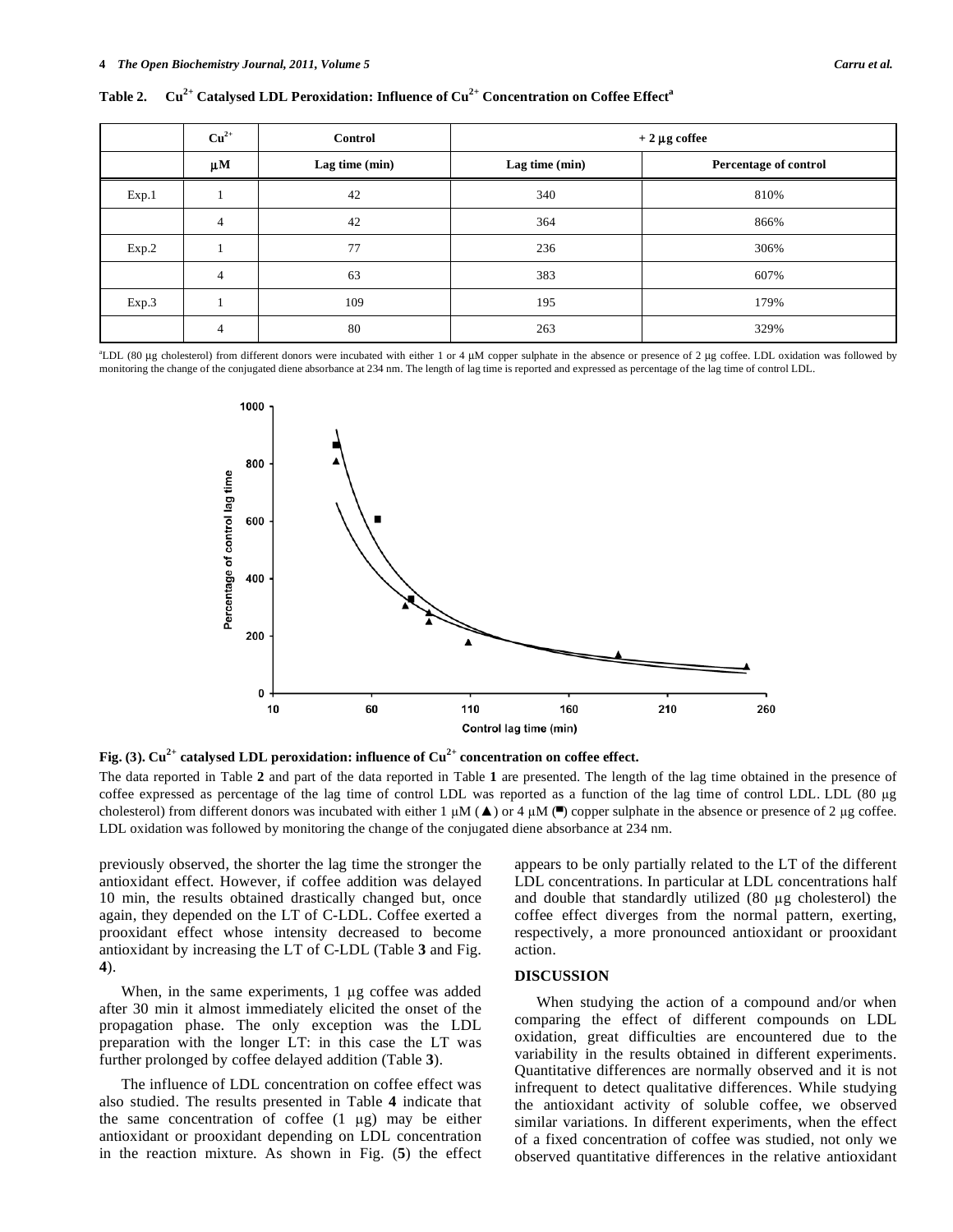**Table 2. $Cu^{2+}$ Catalysed LDL Peroxidation: Influence of $Cu^{2+}$ Concentration on Coffee Effect[a]**

| | $Cu^{2+}$ | Control | + 2 µg coffee | |
|---|---|---|---|---|
| | µM | Lag time (min) | Lag time (min) | Percentage of control |
| Exp.1 | 1 | 42 | 340 | 810% |
| | 4 | 42 | 364 | 866% |
| Exp.2 | 1 | 77 | 236 | 306% |
| | 4 | 63 | 383 | 607% |
| Exp.3 | 1 | 109 | 195 | 179% |
| | 4 | 80 | 263 | 329% |

[a]LDL (80 µg cholesterol) from different donors were incubated with either 1 or 4 µM copper sulphate in the absence or presence of 2 µg coffee. LDL oxidation was followed by monitoring the change of the conjugated diene absorbance at 234 nm. The length of lag time is reported and expressed as percentage of the lag time of control LDL.

**Fig. (3). $Cu^{2+}$ catalysed LDL peroxidation: influence of $Cu^{2+}$ concentration on coffee effect.**

The data reported in Table **2** and part of the data reported in Table **1** are presented. The length of the lag time obtained in the presence of coffee expressed as percentage of the lag time of control LDL was reported as a function of the lag time of control LDL. LDL (80 µg cholesterol) from different donors was incubated with either 1 µM (▲) or 4 µM (■) copper sulphate in the absence or presence of 2 µg coffee. LDL oxidation was followed by monitoring the change of the conjugated diene absorbance at 234 nm.

previously observed, the shorter the lag time the stronger the antioxidant effect. However, if coffee addition was delayed 10 min, the results obtained drastically changed but, once again, they depended on the LT of C-LDL. Coffee exerted a prooxidant effect whose intensity decreased to become antioxidant by increasing the LT of C-LDL (Table **3** and Fig. **4**).

When, in the same experiments, 1 µg coffee was added after 30 min it almost immediately elicited the onset of the propagation phase. The only exception was the LDL preparation with the longer LT: in this case the LT was further prolonged by coffee delayed addition (Table **3**).

The influence of LDL concentration on coffee effect was also studied. The results presented in Table **4** indicate that the same concentration of coffee (1 µg) may be either antioxidant or prooxidant depending on LDL concentration in the reaction mixture. As shown in Fig. (**5**) the effect appears to be only partially related to the LT of the different LDL concentrations. In particular at LDL concentrations half and double that standardly utilized (80 µg cholesterol) the coffee effect diverges from the normal pattern, exerting, respectively, a more pronounced antioxidant or prooxidant action.

## DISCUSSION

When studying the action of a compound and/or when comparing the effect of different compounds on LDL oxidation, great difficulties are encountered due to the variability in the results obtained in different experiments. Quantitative differences are normally observed and it is not infrequent to detect qualitative differences. While studying the antioxidant activity of soluble coffee, we observed similar variations. In different experiments, when the effect of a fixed concentration of coffee was studied, not only we observed quantitative differences in the relative antioxidant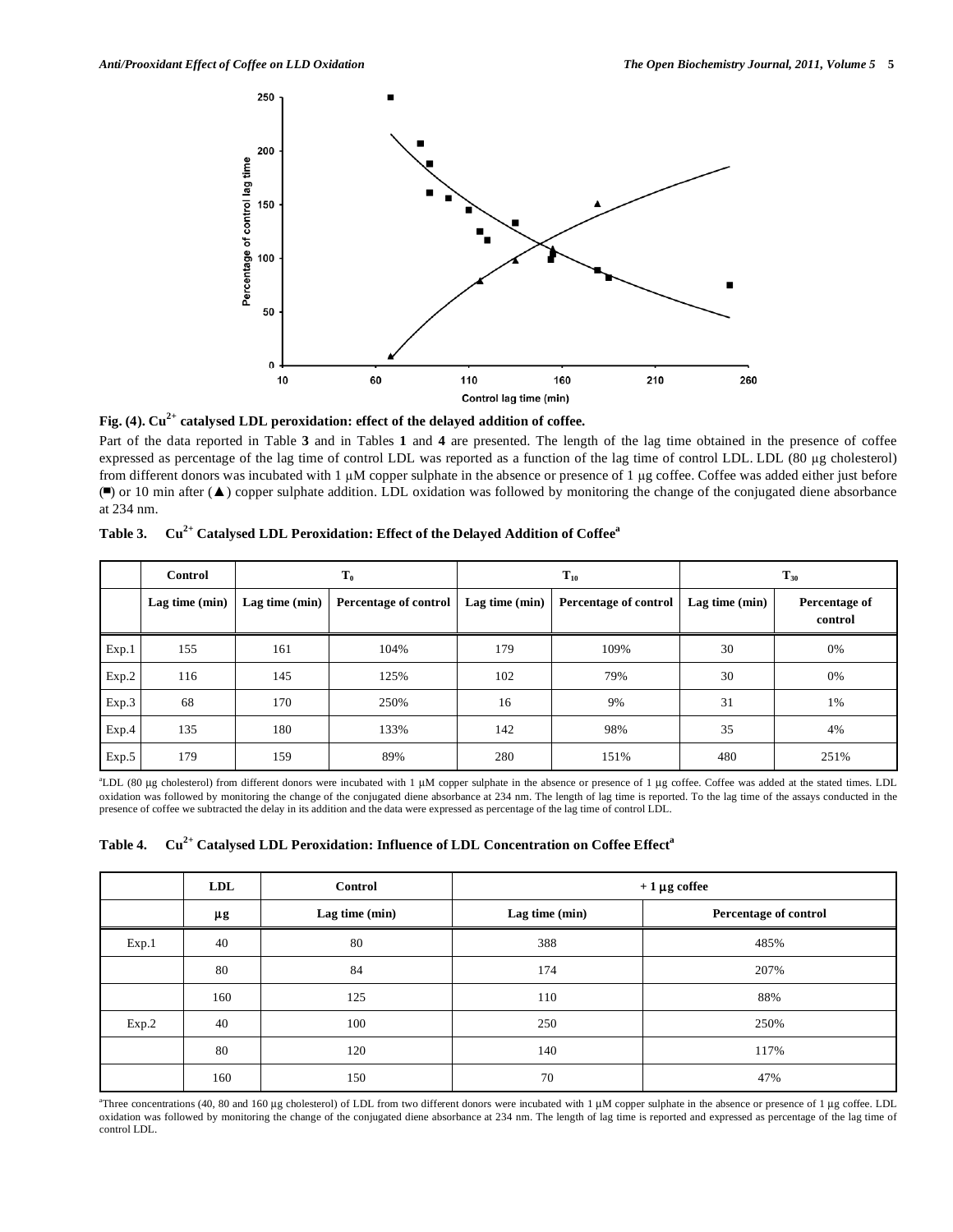**Fig. (4). $Cu^{2+}$ catalysed LDL peroxidation: effect of the delayed addition of coffee.**

Part of the data reported in Table **3** and in Tables **1** and **4** are presented. The length of the lag time obtained in the presence of coffee expressed as percentage of the lag time of control LDL was reported as a function of the lag time of control LDL. LDL (80 μg cholesterol) from different donors was incubated with 1 μM copper sulphate in the absence or presence of 1 μg coffee. Coffee was added either just before (■) or 10 min after (▲) copper sulphate addition. LDL oxidation was followed by monitoring the change of the conjugated diene absorbance at 234 nm.

**Table 3. $Cu^{2+}$ Catalysed LDL Peroxidation: Effect of the Delayed Addition of Coffee[a]**

| | Control | $T_0$ | | $T_{10}$ | | $T_{30}$ | |
|---|---|---|---|---|---|---|---|
| | Lag time (min) | Lag time (min) | Percentage of control | Lag time (min) | Percentage of control | Lag time (min) | Percentage of control |
| Exp.1 | 155 | 161 | 104% | 179 | 109% | 30 | 0% |
| Exp.2 | 116 | 145 | 125% | 102 | 79% | 30 | 0% |
| Exp.3 | 68 | 170 | 250% | 16 | 9% | 31 | 1% |
| Exp.4 | 135 | 180 | 133% | 142 | 98% | 35 | 4% |
| Exp.5 | 179 | 159 | 89% | 280 | 151% | 480 | 251% |

[a]LDL (80 μg cholesterol) from different donors were incubated with 1 μM copper sulphate in the absence or presence of 1 μg coffee. Coffee was added at the stated times. LDL oxidation was followed by monitoring the change of the conjugated diene absorbance at 234 nm. The length of lag time is reported. To the lag time of the assays conducted in the presence of coffee we subtracted the delay in its addition and the data were expressed as percentage of the lag time of control LDL.

**Table 4. $Cu^{2+}$ Catalysed LDL Peroxidation: Influence of LDL Concentration on Coffee Effect[a]**

| | LDL | Control | + 1 μg coffee | |
|---|---|---|---|---|
| | μg | Lag time (min) | Lag time (min) | Percentage of control |
| Exp.1 | 40 | 80 | 388 | 485% |
| | 80 | 84 | 174 | 207% |
| | 160 | 125 | 110 | 88% |
| Exp.2 | 40 | 100 | 250 | 250% |
| | 80 | 120 | 140 | 117% |
| | 160 | 150 | 70 | 47% |

[a]Three concentrations (40, 80 and 160 μg cholesterol) of LDL from two different donors were incubated with 1 μM copper sulphate in the absence or presence of 1 μg coffee. LDL oxidation was followed by monitoring the change of the conjugated diene absorbance at 234 nm. The length of lag time is reported and expressed as percentage of the lag time of control LDL.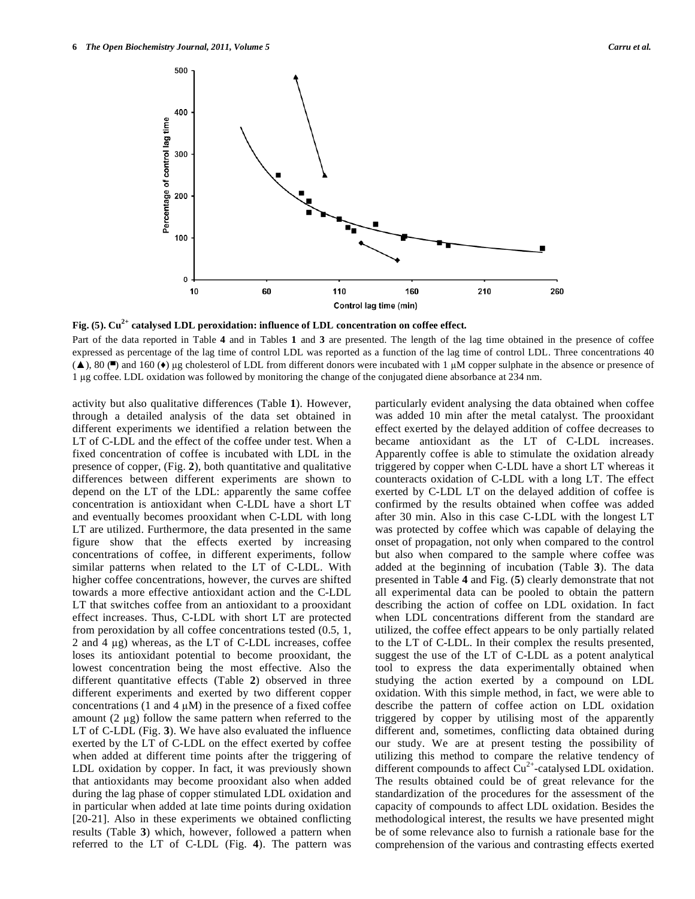**Fig. (5). $Cu^{2+}$ catalysed LDL peroxidation: influence of LDL concentration on coffee effect.**

Part of the data reported in Table **4** and in Tables **1** and **3** are presented. The length of the lag time obtained in the presence of coffee expressed as percentage of the lag time of control LDL was reported as a function of the lag time of control LDL. Three concentrations 40 (▲), 80 (■) and 160 (♦) μg cholesterol of LDL from different donors were incubated with 1 μM copper sulphate in the absence or presence of 1 μg coffee. LDL oxidation was followed by monitoring the change of the conjugated diene absorbance at 234 nm.

activity but also qualitative differences (Table **1**). However, through a detailed analysis of the data set obtained in different experiments we identified a relation between the LT of C-LDL and the effect of the coffee under test. When a fixed concentration of coffee is incubated with LDL in the presence of copper, (Fig. **2**), both quantitative and qualitative differences between different experiments are shown to depend on the LT of the LDL: apparently the same coffee concentration is antioxidant when C-LDL have a short LT and eventually becomes prooxidant when C-LDL with long LT are utilized. Furthermore, the data presented in the same figure show that the effects exerted by increasing concentrations of coffee, in different experiments, follow similar patterns when related to the LT of C-LDL. With higher coffee concentrations, however, the curves are shifted towards a more effective antioxidant action and the C-LDL LT that switches coffee from an antioxidant to a prooxidant effect increases. Thus, C-LDL with short LT are protected from peroxidation by all coffee concentrations tested (0.5, 1, 2 and 4 μg) whereas, as the LT of C-LDL increases, coffee loses its antioxidant potential to become prooxidant, the lowest concentration being the most effective. Also the different quantitative effects (Table **2**) observed in three different experiments and exerted by two different copper concentrations (1 and 4 μM) in the presence of a fixed coffee amount (2 μg) follow the same pattern when referred to the LT of C-LDL (Fig. **3**). We have also evaluated the influence exerted by the LT of C-LDL on the effect exerted by coffee when added at different time points after the triggering of LDL oxidation by copper. In fact, it was previously shown that antioxidants may become prooxidant also when added during the lag phase of copper stimulated LDL oxidation and in particular when added at late time points during oxidation [20-21]. Also in these experiments we obtained conflicting results (Table **3**) which, however, followed a pattern when referred to the LT of C-LDL (Fig. **4**). The pattern was particularly evident analysing the data obtained when coffee was added 10 min after the metal catalyst. The prooxidant effect exerted by the delayed addition of coffee decreases to became antioxidant as the LT of C-LDL increases. Apparently coffee is able to stimulate the oxidation already triggered by copper when C-LDL have a short LT whereas it counteracts oxidation of C-LDL with a long LT. The effect exerted by C-LDL LT on the delayed addition of coffee is confirmed by the results obtained when coffee was added after 30 min. Also in this case C-LDL with the longest LT was protected by coffee which was capable of delaying the onset of propagation, not only when compared to the control but also when compared to the sample where coffee was added at the beginning of incubation (Table **3**). The data presented in Table **4** and Fig. (**5**) clearly demonstrate that not all experimental data can be pooled to obtain the pattern describing the action of coffee on LDL oxidation. In fact when LDL concentrations different from the standard are utilized, the coffee effect appears to be only partially related to the LT of C-LDL. In their complex the results presented, suggest the use of the LT of C-LDL as a potent analytical tool to express the data experimentally obtained when studying the action exerted by a compound on LDL oxidation. With this simple method, in fact, we were able to describe the pattern of coffee action on LDL oxidation triggered by copper by utilising most of the apparently different and, sometimes, conflicting data obtained during our study. We are at present testing the possibility of utilizing this method to compare the relative tendency of different compounds to affect $Cu^{2+}$-catalysed LDL oxidation. The results obtained could be of great relevance for the standardization of the procedures for the assessment of the capacity of compounds to affect LDL oxidation. Besides the methodological interest, the results we have presented might be of some relevance also to furnish a rationale base for the comprehension of the various and contrasting effects exerted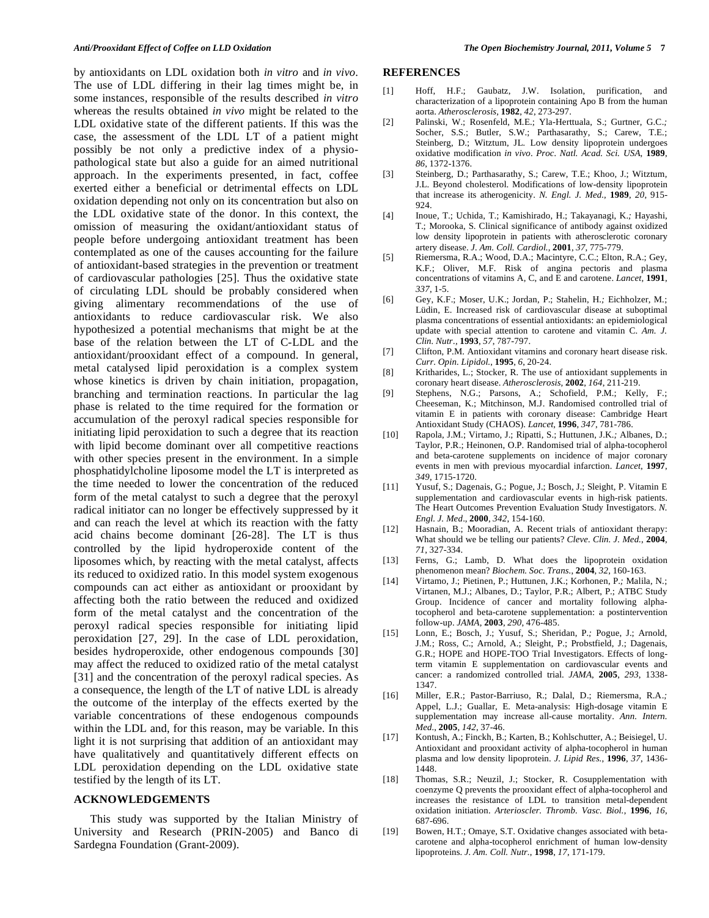by antioxidants on LDL oxidation both *in vitro* and *in vivo*. The use of LDL differing in their lag times might be, in some instances, responsible of the results described *in vitro* whereas the results obtained *in vivo* might be related to the LDL oxidative state of the different patients. If this was the case, the assessment of the LDL LT of a patient might possibly be not only a predictive index of a physio-pathological state but also a guide for an aimed nutritional approach. In the experiments presented, in fact, coffee exerted either a beneficial or detrimental effects on LDL oxidation depending not only on its concentration but also on the LDL oxidative state of the donor. In this context, the omission of measuring the oxidant/antioxidant status of people before undergoing antioxidant treatment has been contemplated as one of the causes accounting for the failure of antioxidant-based strategies in the prevention or treatment of cardiovascular pathologies [25]. Thus the oxidative state of circulating LDL should be probably considered when giving alimentary recommendations of the use of antioxidants to reduce cardiovascular risk. We also hypothesized a potential mechanisms that might be at the base of the relation between the LT of C-LDL and the antioxidant/prooxidant effect of a compound. In general, metal catalysed lipid peroxidation is a complex system whose kinetics is driven by chain initiation, propagation, branching and termination reactions. In particular the lag phase is related to the time required for the formation or accumulation of the peroxyl radical species responsible for initiating lipid peroxidation to such a degree that its reaction with lipid become dominant over all competitive reactions with other species present in the environment. In a simple phosphatidylcholine liposome model the LT is interpreted as the time needed to lower the concentration of the reduced form of the metal catalyst to such a degree that the peroxyl radical initiator can no longer be effectively suppressed by it and can reach the level at which its reaction with the fatty acid chains become dominant [26-28]. The LT is thus controlled by the lipid hydroperoxide content of the liposomes which, by reacting with the metal catalyst, affects its reduced to oxidized ratio. In this model system exogenous compounds can act either as antioxidant or prooxidant by affecting both the ratio between the reduced and oxidized form of the metal catalyst and the concentration of the peroxyl radical species responsible for initiating lipid peroxidation [27, 29]. In the case of LDL peroxidation, besides hydroperoxide, other endogenous compounds [30] may affect the reduced to oxidized ratio of the metal catalyst [31] and the concentration of the peroxyl radical species. As a consequence, the length of the LT of native LDL is already the outcome of the interplay of the effects exerted by the variable concentrations of these endogenous compounds within the LDL and, for this reason, may be variable. In this light it is not surprising that addition of an antioxidant may have qualitatively and quantitatively different effects on LDL peroxidation depending on the LDL oxidative state testified by the length of its LT.

## ACKNOWLEDGEMENTS

This study was supported by the Italian Ministry of University and Research (PRIN-2005) and Banco di Sardegna Foundation (Grant-2009).

## REFERENCES

[1] Hoff, H.F.; Gaubatz, J.W. Isolation, purification, and characterization of a lipoprotein containing Apo B from the human aorta. *Atherosclerosis*, **1982**, *42*, 273-297.

[2] Palinski, W.; Rosenfeld, M.E.; Yla-Herttuala, S.; Gurtner, G.C.; Socher, S.S.; Butler, S.W.; Parthasarathy, S.; Carew, T.E.; Steinberg, D.; Witztum, JL. Low density lipoprotein undergoes oxidative modification *in vivo*. *Proc. Natl. Acad. Sci. USA*, **1989**, *86*, 1372-1376.

[3] Steinberg, D.; Parthasarathy, S.; Carew, T.E.; Khoo, J.; Witztum, J.L. Beyond cholesterol. Modifications of low-density lipoprotein that increase its atherogenicity. *N. Engl. J. Med.*, **1989**, *20*, 915-924.

[4] Inoue, T.; Uchida, T.; Kamishirado, H.; Takayanagi, K.; Hayashi, T.; Morooka, S. Clinical significance of antibody against oxidized low density lipoprotein in patients with atherosclerotic coronary artery disease. *J. Am. Coll. Cardiol.*, **2001**, *37*, 775-779.

[5] Riemersma, R.A.; Wood, D.A.; Macintyre, C.C.; Elton, R.A.; Gey, K.F.; Oliver, M.F. Risk of angina pectoris and plasma concentrations of vitamins A, C, and E and carotene. *Lancet*, **1991**, *337*, 1-5.

[6] Gey, K.F.; Moser, U.K.; Jordan, P.; Stahelin, H.; Eichholzer, M.; Lüdin, E. Increased risk of cardiovascular disease at suboptimal plasma concentrations of essential antioxidants: an epidemiological update with special attention to carotene and vitamin C. *Am. J. Clin. Nutr.*, **1993**, *57*, 787-797.

[7] Clifton, P.M. Antioxidant vitamins and coronary heart disease risk. *Curr. Opin. Lipidol.*, **1995**, *6*, 20-24.

[8] Kritharides, L.; Stocker, R. The use of antioxidant supplements in coronary heart disease. *Atherosclerosis*, **2002**, *164*, 211-219.

[9] Stephens, N.G.; Parsons, A.; Schofield, P.M.; Kelly, F.; Cheeseman, K.; Mitchinson, M.J. Randomised controlled trial of vitamin E in patients with coronary disease: Cambridge Heart Antioxidant Study (CHAOS). *Lancet*, **1996**, *347*, 781-786.

[10] Rapola, J.M.; Virtamo, J.; Ripatti, S.; Huttunen, J.K.; Albanes, D.; Taylor, P.R.; Heinonen, O.P. Randomised trial of alpha-tocopherol and beta-carotene supplements on incidence of major coronary events in men with previous myocardial infarction. *Lancet*, **1997**, *349*, 1715-1720.

[11] Yusuf, S.; Dagenais, G.; Pogue, J.; Bosch, J.; Sleight, P. Vitamin E supplementation and cardiovascular events in high-risk patients. The Heart Outcomes Prevention Evaluation Study Investigators. *N. Engl. J. Med*., **2000**, *342*, 154-160.

[12] Hasnain, B.; Mooradian, A. Recent trials of antioxidant therapy: What should we be telling our patients? *Cleve. Clin. J. Med.*, **2004**, *71*, 327-334.

[13] Ferns, G.; Lamb, D. What does the lipoprotein oxidation phenomenon mean? *Biochem. Soc. Trans.*, **2004**, *32*, 160-163.

[14] Virtamo, J.; Pietinen, P.; Huttunen, J.K.; Korhonen, P.; Malila, N.; Virtanen, M.J.; Albanes, D.; Taylor, P.R.; Albert, P.; ATBC Study Group. Incidence of cancer and mortality following alpha-tocopherol and beta-carotene supplementation: a postintervention follow-up. *JAMA*, **2003**, *290*, 476-485.

[15] Lonn, E.; Bosch, J.; Yusuf, S.; Sheridan, P.; Pogue, J.; Arnold, J.M.; Ross, C.; Arnold, A.; Sleight, P.; Probstfield, J.; Dagenais, G.R.; HOPE and HOPE-TOO Trial Investigators. Effects of long-term vitamin E supplementation on cardiovascular events and cancer: a randomized controlled trial. *JAMA*, **2005**, *293*, 1338-1347.

[16] Miller, E.R.; Pastor-Barriuso, R.; Dalal, D.; Riemersma, R.A.; Appel, L.J.; Guallar, E. Meta-analysis: High-dosage vitamin E supplementation may increase all-cause mortality. *Ann. Intern. Med.*, **2005**, *142*, 37-46.

[17] Kontush, A.; Finckh, B.; Karten, B.; Kohlschutter, A.; Beisiegel, U. Antioxidant and prooxidant activity of alpha-tocopherol in human plasma and low density lipoprotein. *J. Lipid Res.*, **1996**, *37*, 1436-1448.

[18] Thomas, S.R.; Neuzil, J.; Stocker, R. Cosupplementation with coenzyme Q prevents the prooxidant effect of alpha-tocopherol and increases the resistance of LDL to transition metal-dependent oxidation initiation. *Arterioscler. Thromb. Vasc. Biol.*, **1996**, *16*, 687-696.

[19] Bowen, H.T.; Omaye, S.T. Oxidative changes associated with beta-carotene and alpha-tocopherol enrichment of human low-density lipoproteins. *J. Am. Coll. Nutr.*, **1998**, *17*, 171-179.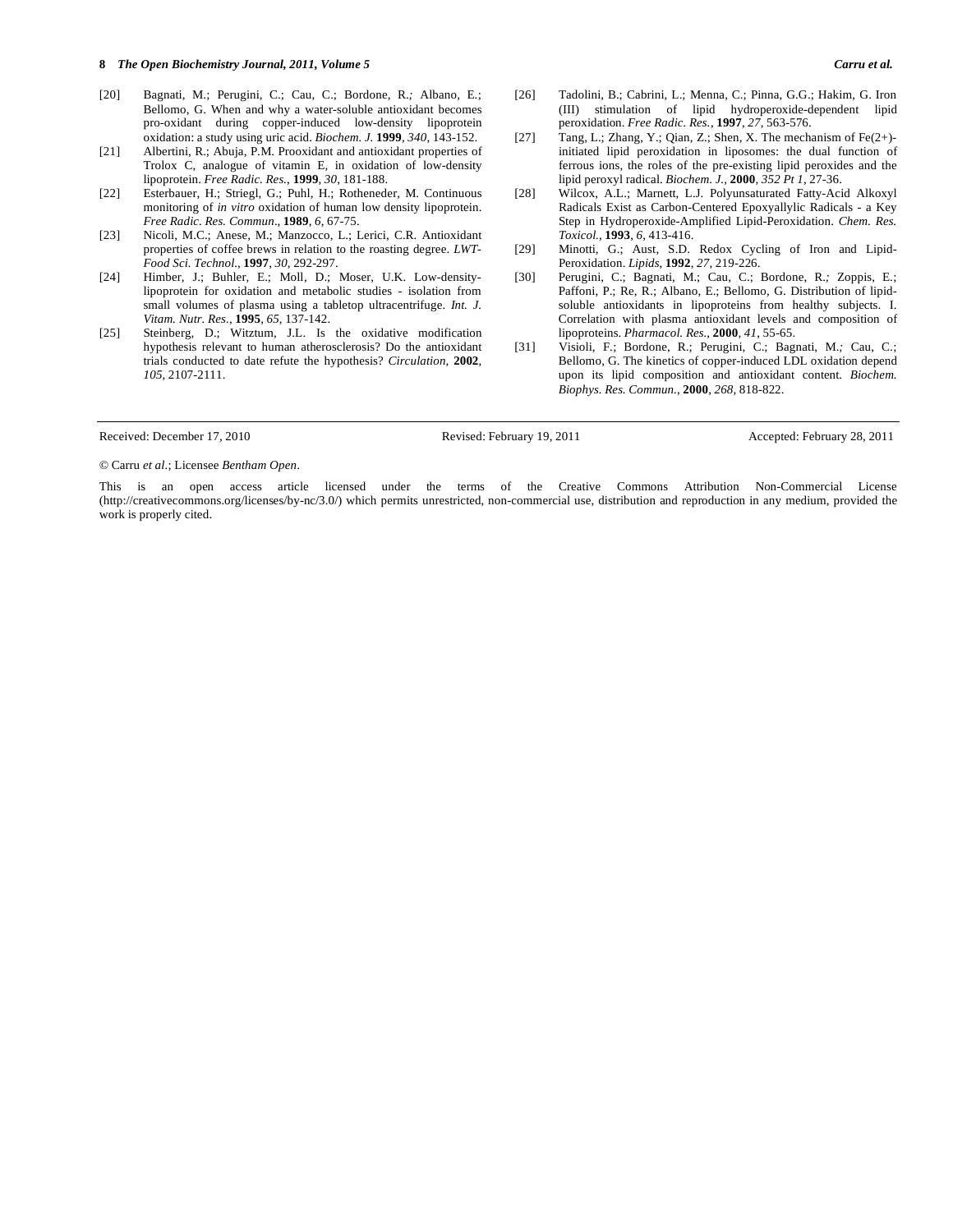[20] Bagnati, M.; Perugini, C.; Cau, C.; Bordone, R.; Albano, E.; Bellomo, G. When and why a water-soluble antioxidant becomes pro-oxidant during copper-induced low-density lipoprotein oxidation: a study using uric acid. *Biochem. J.* **1999**, *340*, 143-152.

[21] Albertini, R.; Abuja, P.M. Prooxidant and antioxidant properties of Trolox C, analogue of vitamin E, in oxidation of low-density lipoprotein. *Free Radic. Res.*, **1999**, *30*, 181-188.

[22] Esterbauer, H.; Striegl, G.; Puhl, H.; Rotheneder, M. Continuous monitoring of *in vitro* oxidation of human low density lipoprotein. *Free Radic. Res. Commun*., **1989**, *6*, 67-75.

[23] Nicoli, M.C.; Anese, M.; Manzocco, L.; Lerici, C.R. Antioxidant properties of coffee brews in relation to the roasting degree. *LWT-Food Sci. Technol.*, **1997**, *30*, 292-297.

[24] Himber, J.; Buhler, E.; Moll, D.; Moser, U.K. Low-density-lipoprotein for oxidation and metabolic studies - isolation from small volumes of plasma using a tabletop ultracentrifuge. *Int. J. Vitam. Nutr. Res*., **1995**, *65*, 137-142.

[25] Steinberg, D.; Witztum, J.L. Is the oxidative modification hypothesis relevant to human atherosclerosis? Do the antioxidant trials conducted to date refute the hypothesis? *Circulation*, **2002**, *105*, 2107-2111.

[26] Tadolini, B.; Cabrini, L.; Menna, C.; Pinna, G.G.; Hakim, G. Iron (III) stimulation of lipid hydroperoxide-dependent lipid peroxidation. *Free Radic. Res.*, **1997**, *27*, 563-576.

[27] Tang, L.; Zhang, Y.; Qian, Z.; Shen, X. The mechanism of Fe(2+)-initiated lipid peroxidation in liposomes: the dual function of ferrous ions, the roles of the pre-existing lipid peroxides and the lipid peroxyl radical. *Biochem. J.*, **2000**, *352 Pt 1*, 27-36.

[28] Wilcox, A.L.; Marnett, L.J. Polyunsaturated Fatty-Acid Alkoxyl Radicals Exist as Carbon-Centered Epoxyallylic Radicals - a Key Step in Hydroperoxide-Amplified Lipid-Peroxidation. *Chem. Res. Toxicol.*, **1993**, *6*, 413-416.

[29] Minotti, G.; Aust, S.D. Redox Cycling of Iron and Lipid-Peroxidation. *Lipids*, **1992**, *27*, 219-226.

[30] Perugini, C.; Bagnati, M.; Cau, C.; Bordone, R.; Zoppis, E.; Paffoni, P.; Re, R.; Albano, E.; Bellomo, G. Distribution of lipid-soluble antioxidants in lipoproteins from healthy subjects. I. Correlation with plasma antioxidant levels and composition of lipoproteins. *Pharmacol. Res.*, **2000**, *41*, 55-65.

[31] Visioli, F.; Bordone, R.; Perugini, C.; Bagnati, M.; Cau, C.; Bellomo, G. The kinetics of copper-induced LDL oxidation depend upon its lipid composition and antioxidant content. *Biochem. Biophys. Res. Commun.*, **2000**, *268*, 818-822.

Received: December 17, 2010 Revised: February 19, 2011 Accepted: February 28, 2011

© Carru *et al.*; Licensee *Bentham Open*.

This is an open access article licensed under the terms of the Creative Commons Attribution Non-Commercial License (http://creativecommons.org/licenses/by-nc/3.0/) which permits unrestricted, non-commercial use, distribution and reproduction in any medium, provided the work is properly cited.